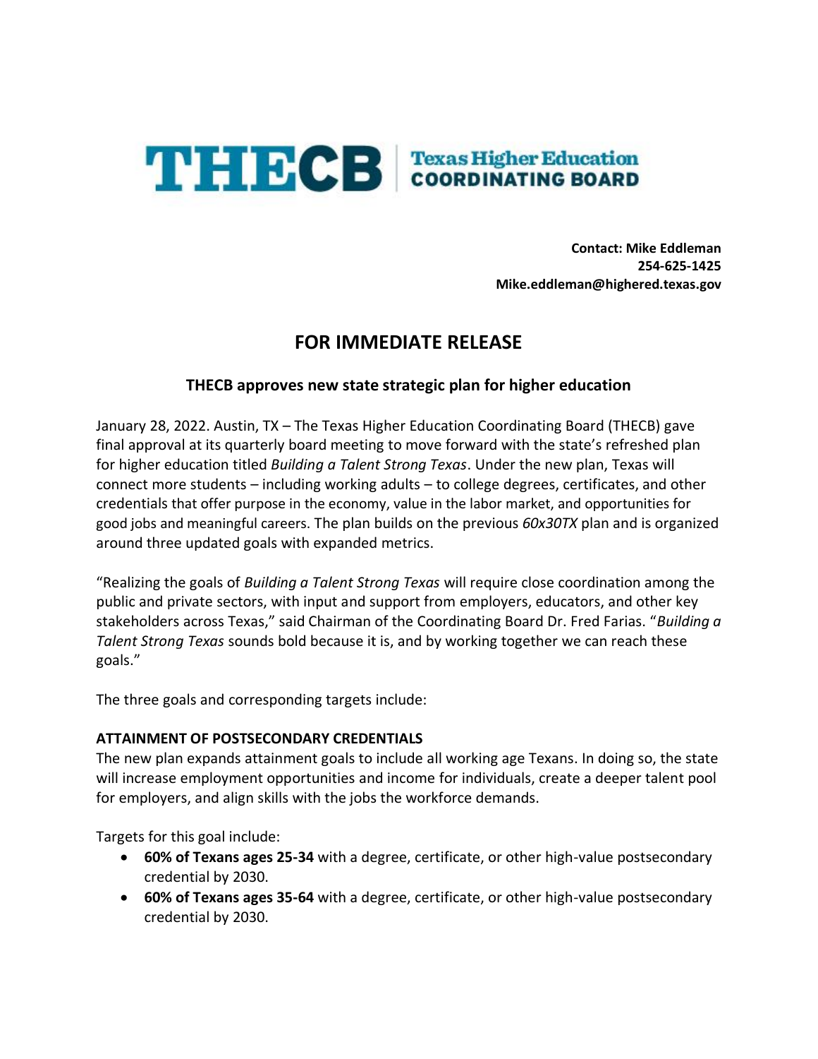**THECB** Texas Higher Education COORDINATING BOARD

**Contact: Mike Eddleman**
**254-625-1425**
**Mike.eddleman@highered.texas.gov**

# FOR IMMEDIATE RELEASE

## THECB approves new state strategic plan for higher education

January 28, 2022. Austin, TX – The Texas Higher Education Coordinating Board (THECB) gave final approval at its quarterly board meeting to move forward with the state's refreshed plan for higher education titled *Building a Talent Strong Texas*. Under the new plan, Texas will connect more students – including working adults – to college degrees, certificates, and other credentials that offer purpose in the economy, value in the labor market, and opportunities for good jobs and meaningful careers. The plan builds on the previous *60x30TX* plan and is organized around three updated goals with expanded metrics.

"Realizing the goals of *Building a Talent Strong Texas* will require close coordination among the public and private sectors, with input and support from employers, educators, and other key stakeholders across Texas," said Chairman of the Coordinating Board Dr. Fred Farias. "*Building a Talent Strong Texas* sounds bold because it is, and by working together we can reach these goals."

The three goals and corresponding targets include:

### ATTAINMENT OF POSTSECONDARY CREDENTIALS

The new plan expands attainment goals to include all working age Texans. In doing so, the state will increase employment opportunities and income for individuals, create a deeper talent pool for employers, and align skills with the jobs the workforce demands.

Targets for this goal include:

- **60% of Texans ages 25-34** with a degree, certificate, or other high-value postsecondary credential by 2030.
- **60% of Texans ages 35-64** with a degree, certificate, or other high-value postsecondary credential by 2030.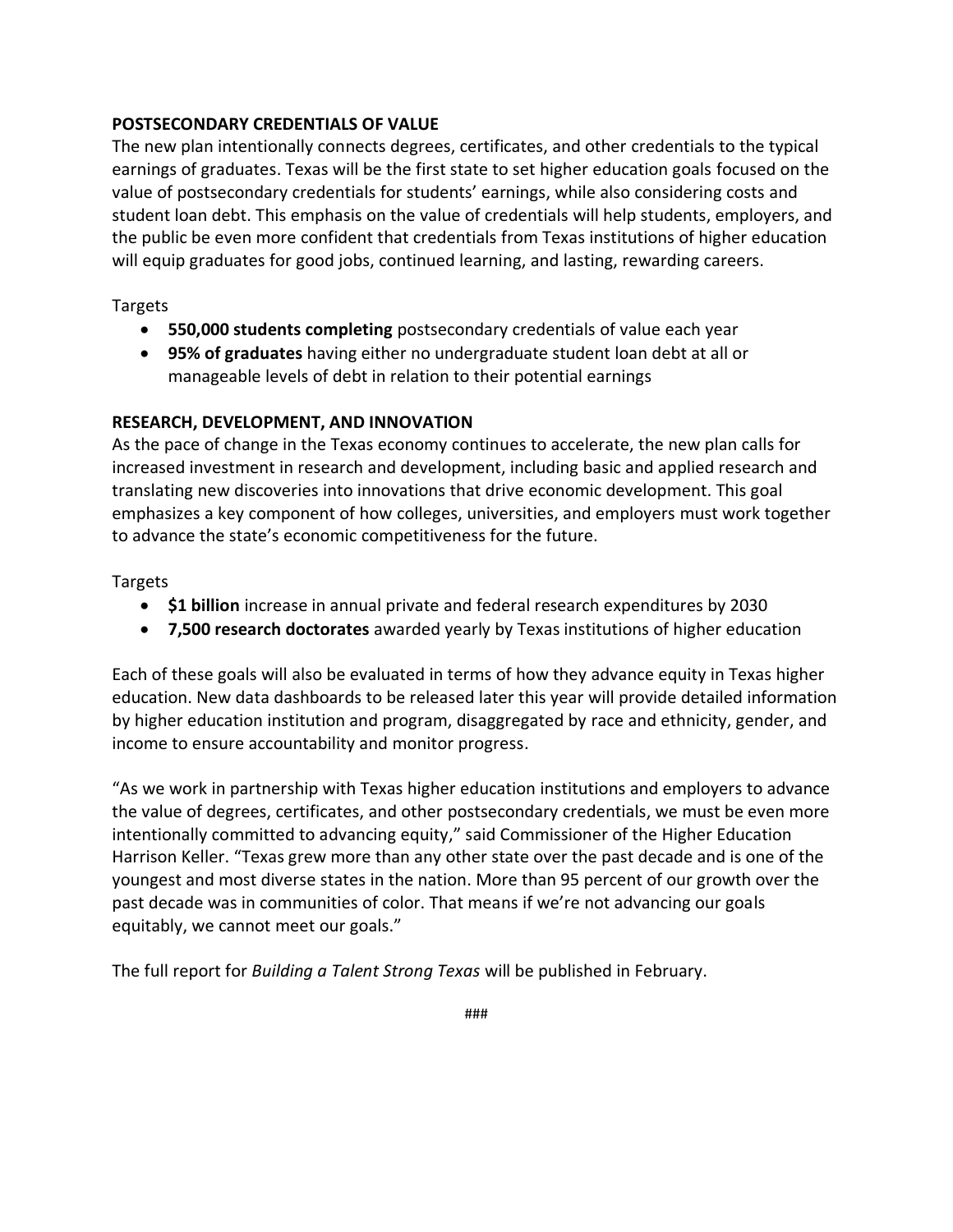## POSTSECONDARY CREDENTIALS OF VALUE

The new plan intentionally connects degrees, certificates, and other credentials to the typical earnings of graduates. Texas will be the first state to set higher education goals focused on the value of postsecondary credentials for students' earnings, while also considering costs and student loan debt. This emphasis on the value of credentials will help students, employers, and the public be even more confident that credentials from Texas institutions of higher education will equip graduates for good jobs, continued learning, and lasting, rewarding careers.

Targets

- **550,000 students completing** postsecondary credentials of value each year
- **95% of graduates** having either no undergraduate student loan debt at all or manageable levels of debt in relation to their potential earnings

## RESEARCH, DEVELOPMENT, AND INNOVATION

As the pace of change in the Texas economy continues to accelerate, the new plan calls for increased investment in research and development, including basic and applied research and translating new discoveries into innovations that drive economic development. This goal emphasizes a key component of how colleges, universities, and employers must work together to advance the state's economic competitiveness for the future.

Targets

- **$1 billion** increase in annual private and federal research expenditures by 2030
- **7,500 research doctorates** awarded yearly by Texas institutions of higher education

Each of these goals will also be evaluated in terms of how they advance equity in Texas higher education. New data dashboards to be released later this year will provide detailed information by higher education institution and program, disaggregated by race and ethnicity, gender, and income to ensure accountability and monitor progress.

"As we work in partnership with Texas higher education institutions and employers to advance the value of degrees, certificates, and other postsecondary credentials, we must be even more intentionally committed to advancing equity," said Commissioner of the Higher Education Harrison Keller. "Texas grew more than any other state over the past decade and is one of the youngest and most diverse states in the nation. More than 95 percent of our growth over the past decade was in communities of color. That means if we're not advancing our goals equitably, we cannot meet our goals."

The full report for *Building a Talent Strong Texas* will be published in February.

###